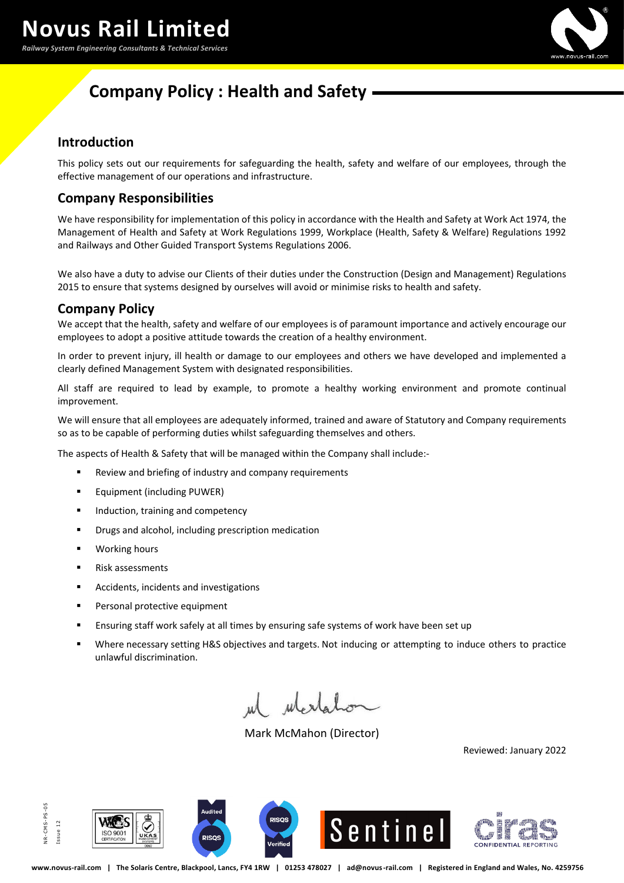# Novus Rail Limited

*Railway System Engineering Consultants & Technical Services*

## Company Policy : Health and Safety

### Introduction

This policy sets out our requirements for safeguarding the health, safety and welfare of our employees, through the effective management of our operations and infrastructure.

### Company Responsibilities

We have responsibility for implementation of this policy in accordance with the Health and Safety at Work Act 1974, the Management of Health and Safety at Work Regulations 1999, Workplace (Health, Safety & Welfare) Regulations 1992 and Railways and Other Guided Transport Systems Regulations 2006.

We also have a duty to advise our Clients of their duties under the Construction (Design and Management) Regulations 2015 to ensure that systems designed by ourselves will avoid or minimise risks to health and safety.

### Company Policy

We accept that the health, safety and welfare of our employees is of paramount importance and actively encourage our employees to adopt a positive attitude towards the creation of a healthy environment.

In order to prevent injury, ill health or damage to our employees and others we have developed and implemented a clearly defined Management System with designated responsibilities.

All staff are required to lead by example, to promote a healthy working environment and promote continual improvement.

We will ensure that all employees are adequately informed, trained and aware of Statutory and Company requirements so as to be capable of performing duties whilst safeguarding themselves and others.

The aspects of Health & Safety that will be managed within the Company shall include:-

- Review and briefing of industry and company requirements
- Equipment (including PUWER)
- Induction, training and competency
- Drugs and alcohol, including prescription medication
- Working hours
- Risk assessments
- Accidents, incidents and investigations
- Personal protective equipment
- Ensuring staff work safely at all times by ensuring safe systems of work have been set up
- Where necessary setting H&S objectives and targets. Not inducing or attempting to induce others to practice unlawful discrimination.

Mark McMahon (Director)

Reviewed: January 2022

NR-CMS-PS-05 Issue 12

www.novus-rail.com | The Solaris Centre, Blackpool, Lancs, FY4 1RW | 01253 478027 | ad@novus-rail.com | Registered in England and Wales, No. 4259756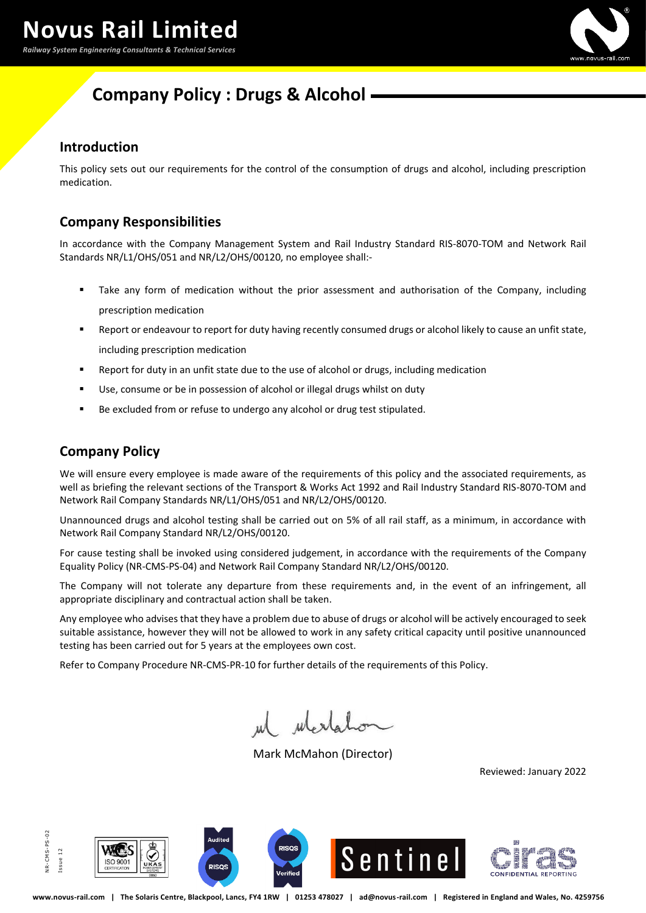# Novus Rail Limited

*Railway System Engineering Consultants & Technical Services*

## Company Policy : Drugs & Alcohol

### Introduction

This policy sets out our requirements for the control of the consumption of drugs and alcohol, including prescription medication.

### Company Responsibilities

In accordance with the Company Management System and Rail Industry Standard RIS-8070-TOM and Network Rail Standards NR/L1/OHS/051 and NR/L2/OHS/00120, no employee shall:-

- Take any form of medication without the prior assessment and authorisation of the Company, including prescription medication
- Report or endeavour to report for duty having recently consumed drugs or alcohol likely to cause an unfit state, including prescription medication
- Report for duty in an unfit state due to the use of alcohol or drugs, including medication
- Use, consume or be in possession of alcohol or illegal drugs whilst on duty
- Be excluded from or refuse to undergo any alcohol or drug test stipulated.

### Company Policy

We will ensure every employee is made aware of the requirements of this policy and the associated requirements, as well as briefing the relevant sections of the Transport & Works Act 1992 and Rail Industry Standard RIS-8070-TOM and Network Rail Company Standards NR/L1/OHS/051 and NR/L2/OHS/00120.

Unannounced drugs and alcohol testing shall be carried out on 5% of all rail staff, as a minimum, in accordance with Network Rail Company Standard NR/L2/OHS/00120.

For cause testing shall be invoked using considered judgement, in accordance with the requirements of the Company Equality Policy (NR-CMS-PS-04) and Network Rail Company Standard NR/L2/OHS/00120.

The Company will not tolerate any departure from these requirements and, in the event of an infringement, all appropriate disciplinary and contractual action shall be taken.

Any employee who advises that they have a problem due to abuse of drugs or alcohol will be actively encouraged to seek suitable assistance, however they will not be allowed to work in any safety critical capacity until positive unannounced testing has been carried out for 5 years at the employees own cost.

Refer to Company Procedure NR-CMS-PR-10 for further details of the requirements of this Policy.

Mark McMahon (Director)

Reviewed: January 2022

NR-CMS-PS-02 Issue 12

www.novus-rail.com | The Solaris Centre, Blackpool, Lancs, FY4 1RW | 01253 478027 | ad@novus-rail.com | Registered in England and Wales, No. 4259756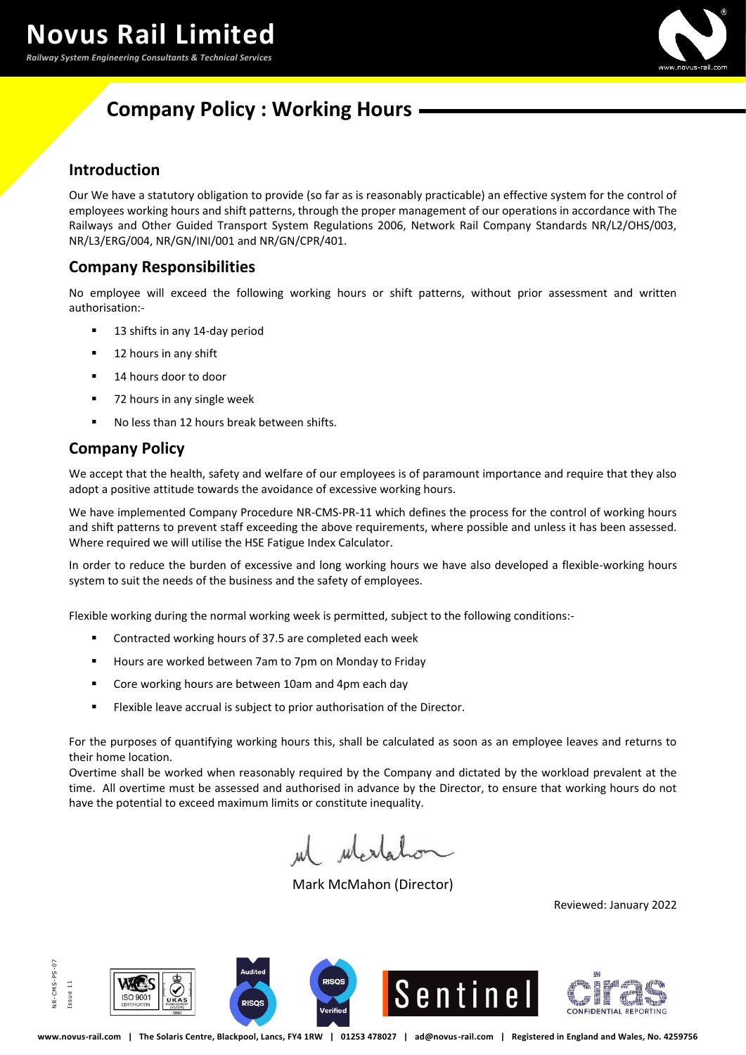# Novus Rail Limited

*Railway System Engineering Consultants & Technical Services*

## Company Policy : Working Hours

### Introduction

Our We have a statutory obligation to provide (so far as is reasonably practicable) an effective system for the control of employees working hours and shift patterns, through the proper management of our operations in accordance with The Railways and Other Guided Transport System Regulations 2006, Network Rail Company Standards NR/L2/OHS/003, NR/L3/ERG/004, NR/GN/INI/001 and NR/GN/CPR/401.

### Company Responsibilities

No employee will exceed the following working hours or shift patterns, without prior assessment and written authorisation:-

- 13 shifts in any 14-day period
- 12 hours in any shift
- 14 hours door to door
- 72 hours in any single week
- No less than 12 hours break between shifts.

### Company Policy

We accept that the health, safety and welfare of our employees is of paramount importance and require that they also adopt a positive attitude towards the avoidance of excessive working hours.

We have implemented Company Procedure NR-CMS-PR-11 which defines the process for the control of working hours and shift patterns to prevent staff exceeding the above requirements, where possible and unless it has been assessed. Where required we will utilise the HSE Fatigue Index Calculator.

In order to reduce the burden of excessive and long working hours we have also developed a flexible-working hours system to suit the needs of the business and the safety of employees.

Flexible working during the normal working week is permitted, subject to the following conditions:-

- Contracted working hours of 37.5 are completed each week
- Hours are worked between 7am to 7pm on Monday to Friday
- Core working hours are between 10am and 4pm each day
- Flexible leave accrual is subject to prior authorisation of the Director.

For the purposes of quantifying working hours this, shall be calculated as soon as an employee leaves and returns to their home location.
Overtime shall be worked when reasonably required by the Company and dictated by the workload prevalent at the time. All overtime must be assessed and authorised in advance by the Director, to ensure that working hours do not have the potential to exceed maximum limits or constitute inequality.

Mark McMahon (Director)

Reviewed: January 2022

NR-CMS-PS-07 Issue 11

www.novus-rail.com | The Solaris Centre, Blackpool, Lancs, FY4 1RW | 01253 478027 | ad@novus-rail.com | Registered in England and Wales, No. 4259756